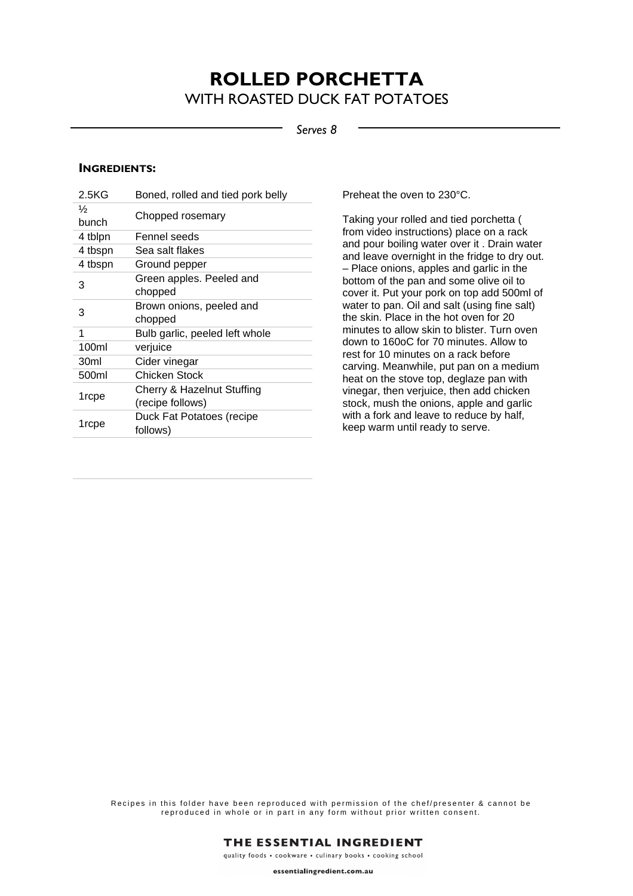# ROLLED PORCHETTA

## WITH ROASTED DUCK FAT POTATOES

*Serves 8*

### INGREDIENTS:

| | |
|---|---|
| 2.5KG | Boned, rolled and tied pork belly |
| ½ bunch | Chopped rosemary |
| 4 tblpn | Fennel seeds |
| 4 tbspn | Sea salt flakes |
| 4 tbspn | Ground pepper |
| 3 | Green apples. Peeled and chopped |
| 3 | Brown onions, peeled and chopped |
| 1 | Bulb garlic, peeled left whole |
| 100ml | verjuice |
| 30ml | Cider vinegar |
| 500ml | Chicken Stock |
| 1rcpe | Cherry & Hazelnut Stuffing (recipe follows) |
| 1rcpe | Duck Fat Potatoes (recipe follows) |

Preheat the oven to 230°C.

Taking your rolled and tied porchetta ( from video instructions) place on a rack and pour boiling water over it . Drain water and leave overnight in the fridge to dry out. – Place onions, apples and garlic in the bottom of the pan and some olive oil to cover it. Put your pork on top add 500ml of water to pan. Oil and salt (using fine salt) the skin. Place in the hot oven for 20 minutes to allow skin to blister. Turn oven down to 160oC for 70 minutes. Allow to rest for 10 minutes on a rack before carving. Meanwhile, put pan on a medium heat on the stove top, deglaze pan with vinegar, then verjuice, then add chicken stock, mush the onions, apple and garlic with a fork and leave to reduce by half, keep warm until ready to serve.

Recipes in this folder have been reproduced with permission of the chef/presenter & cannot be reproduced in whole or in part in any form without prior written consent.

THE ESSENTIAL INGREDIENT

quality foods • cookware • culinary books • cooking school

essentialingredient.com.au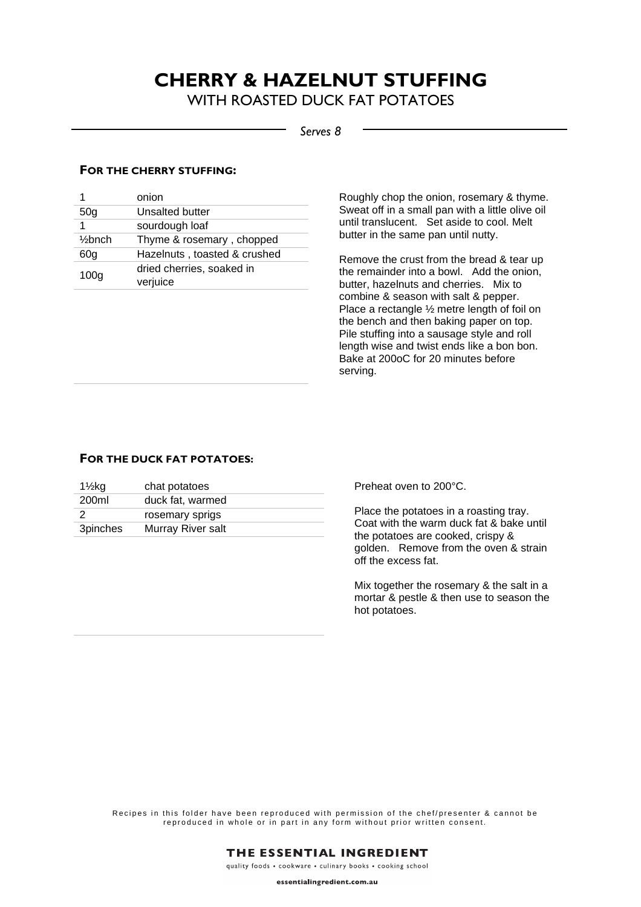// Auto-generated code snippet for the book.

# CHERRY & HAZELNUT STUFFING

WITH ROASTED DUCK FAT POTATOES

*Serves 8*

### FOR THE CHERRY STUFFING:

| | |
|---|---|
| 1 | onion |
| 50g | Unsalted butter |
| 1 | sourdough loaf |
| ½bnch | Thyme & rosemary , chopped |
| 60g | Hazelnuts , toasted & crushed |
| 100g | dried cherries, soaked in verjuice |

Roughly chop the onion, rosemary & thyme. Sweat off in a small pan with a little olive oil until translucent. Set aside to cool. Melt butter in the same pan until nutty.

Remove the crust from the bread & tear up the remainder into a bowl. Add the onion, butter, hazelnuts and cherries. Mix to combine & season with salt & pepper. Place a rectangle ½ metre length of foil on the bench and then baking paper on top. Pile stuffing into a sausage style and roll length wise and twist ends like a bon bon. Bake at 200oC for 20 minutes before serving.

### FOR THE DUCK FAT POTATOES:

| | |
|---|---|
| 1½kg | chat potatoes |
| 200ml | duck fat, warmed |
| 2 | rosemary sprigs |
| 3pinches | Murray River salt |

Preheat oven to 200°C.

Place the potatoes in a roasting tray. Coat with the warm duck fat & bake until the potatoes are cooked, crispy & golden. Remove from the oven & strain off the excess fat.

Mix together the rosemary & the salt in a mortar & pestle & then use to season the hot potatoes.

Recipes in this folder have been reproduced with permission of the chef/presenter & cannot be reproduced in whole or in part in any form without prior written consent.

**THE ESSENTIAL INGREDIENT**

quality foods • cookware • culinary books • cooking school

**essentialingredient.com.au**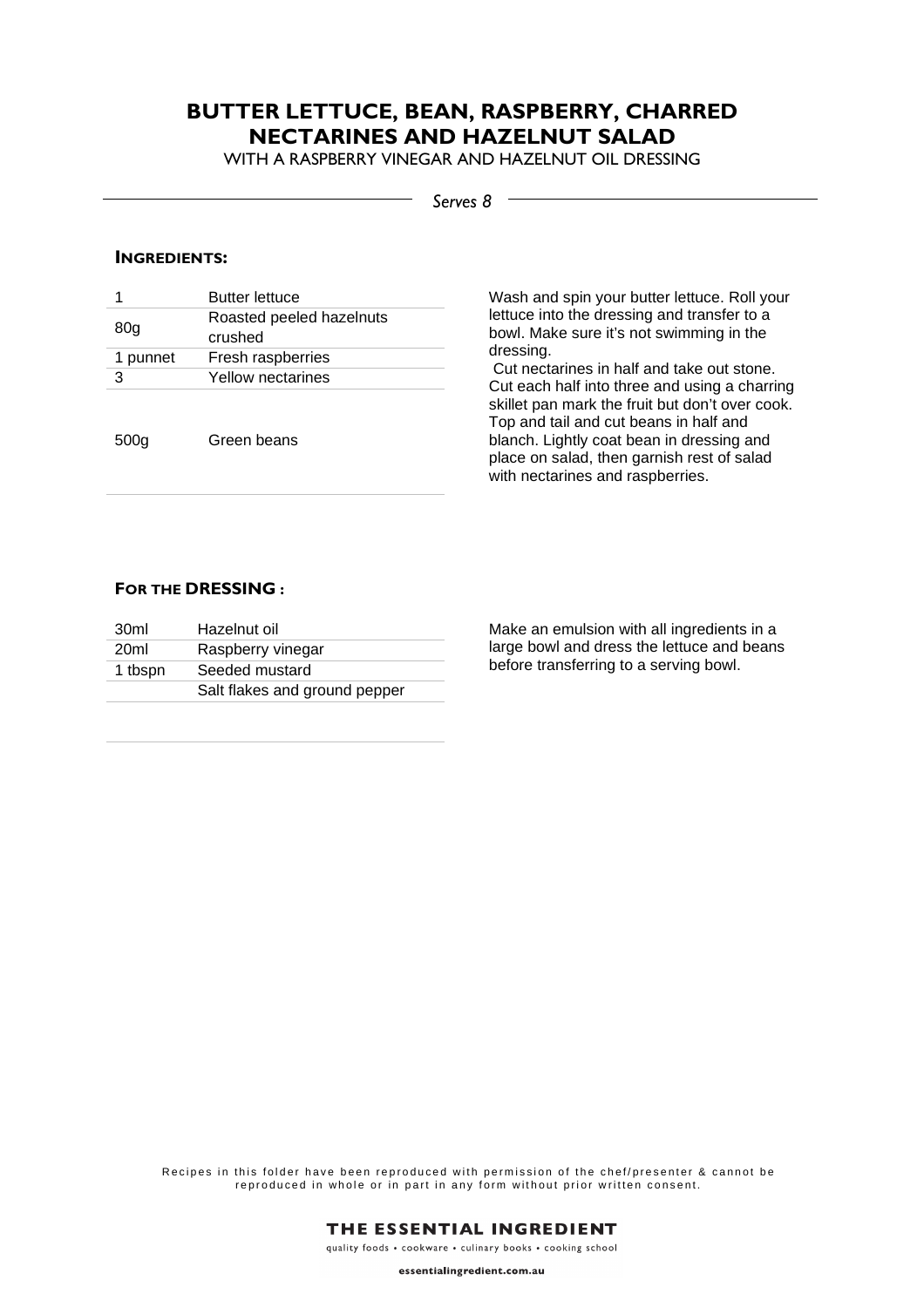# BUTTER LETTUCE, BEAN, RASPBERRY, CHARRED NECTARINES AND HAZELNUT SALAD

WITH A RASPBERRY VINEGAR AND HAZELNUT OIL DRESSING

*Serves 8*

## INGREDIENTS:

| | |
|---|---|
| 1 | Butter lettuce |
| 80g | Roasted peeled hazelnuts crushed |
| 1 punnet | Fresh raspberries |
| 3 | Yellow nectarines |
| 500g | Green beans |

Wash and spin your butter lettuce. Roll your lettuce into the dressing and transfer to a bowl. Make sure it's not swimming in the dressing.

Cut nectarines in half and take out stone. Cut each half into three and using a charring skillet pan mark the fruit but don't over cook. Top and tail and cut beans in half and blanch. Lightly coat bean in dressing and place on salad, then garnish rest of salad with nectarines and raspberries.

## FOR THE DRESSING :

| | |
|---|---|
| 30ml | Hazelnut oil |
| 20ml | Raspberry vinegar |
| 1 tbspn | Seeded mustard |
| | Salt flakes and ground pepper |

Make an emulsion with all ingredients in a large bowl and dress the lettuce and beans before transferring to a serving bowl.

Recipes in this folder have been reproduced with permission of the chef/presenter & cannot be reproduced in whole or in part in any form without prior written consent.

**THE ESSENTIAL INGREDIENT**

quality foods • cookware • culinary books • cooking school

**essentialingredient.com.au**